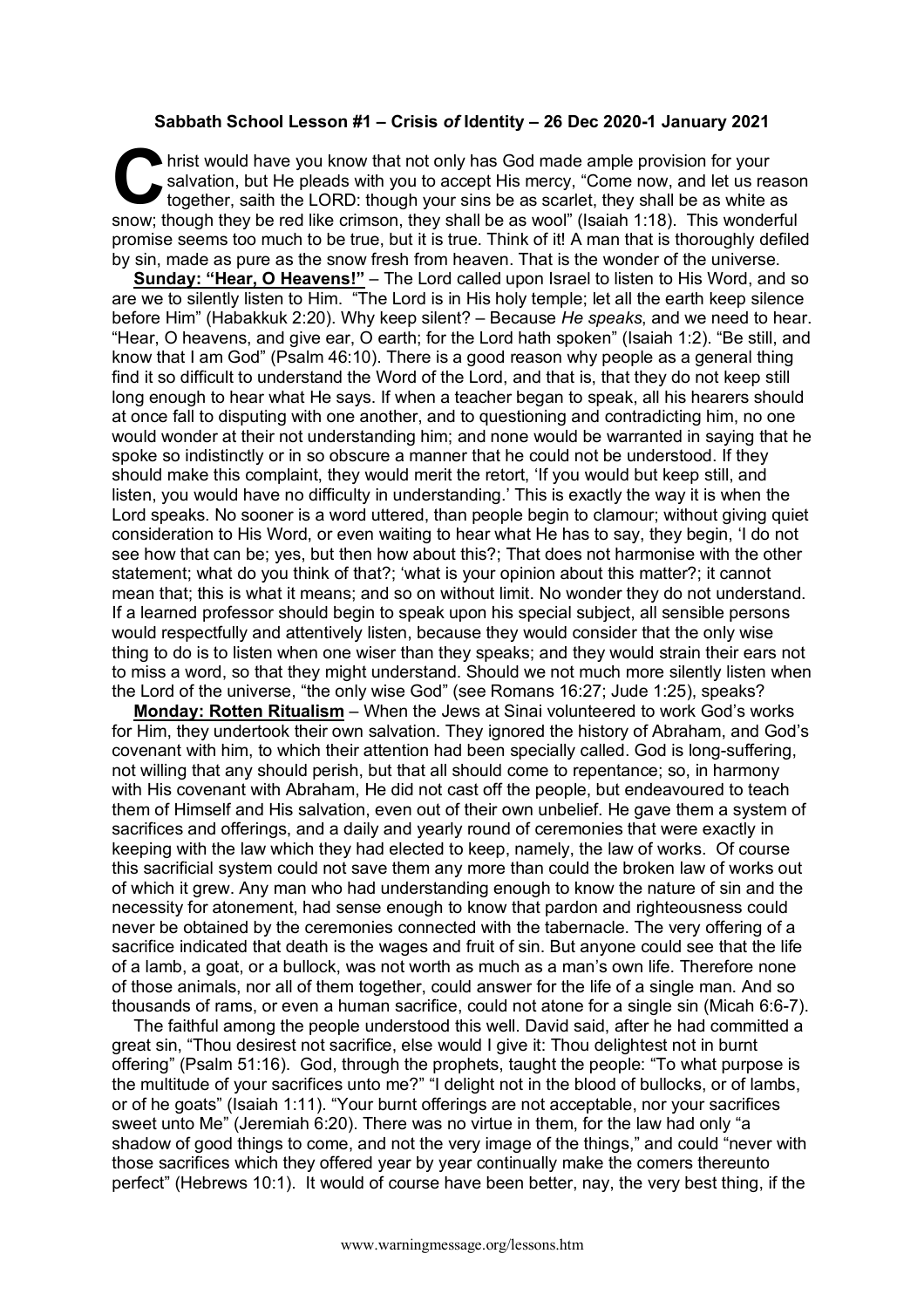**Sabbath School Lesson #1 – Crisis *of* Identity – 26 Dec 2020-1 January 2021**

Christ would have you know that not only has God made ample provision for your salvation, but He pleads with you to accept His mercy, "Come now, and let us reason together, saith the LORD: though your sins be as scarlet, they shall be as white as snow; though they be red like crimson, they shall be as wool" (Isaiah 1:18). This wonderful promise seems too much to be true, but it is true. Think of it! A man that is thoroughly defiled by sin, made as pure as the snow fresh from heaven. That is the wonder of the universe.

**Sunday: "Hear, O Heavens!"** – The Lord called upon Israel to listen to His Word, and so are we to silently listen to Him. "The Lord is in His holy temple; let all the earth keep silence before Him" (Habakkuk 2:20). Why keep silent? – Because *He speaks*, and we need to hear. "Hear, O heavens, and give ear, O earth; for the Lord hath spoken" (Isaiah 1:2). "Be still, and know that I am God" (Psalm 46:10). There is a good reason why people as a general thing find it so difficult to understand the Word of the Lord, and that is, that they do not keep still long enough to hear what He says. If when a teacher began to speak, all his hearers should at once fall to disputing with one another, and to questioning and contradicting him, no one would wonder at their not understanding him; and none would be warranted in saying that he spoke so indistinctly or in so obscure a manner that he could not be understood. If they should make this complaint, they would merit the retort, 'If you would but keep still, and listen, you would have no difficulty in understanding.' This is exactly the way it is when the Lord speaks. No sooner is a word uttered, than people begin to clamour; without giving quiet consideration to His Word, or even waiting to hear what He has to say, they begin, 'I do not see how that can be; yes, but then how about this?; That does not harmonise with the other statement; what do you think of that?; 'what is your opinion about this matter?; it cannot mean that; this is what it means; and so on without limit. No wonder they do not understand. If a learned professor should begin to speak upon his special subject, all sensible persons would respectfully and attentively listen, because they would consider that the only wise thing to do is to listen when one wiser than they speaks; and they would strain their ears not to miss a word, so that they might understand. Should we not much more silently listen when the Lord of the universe, "the only wise God" (see Romans 16:27; Jude 1:25), speaks?

**Monday: Rotten Ritualism** – When the Jews at Sinai volunteered to work God's works for Him, they undertook their own salvation. They ignored the history of Abraham, and God's covenant with him, to which their attention had been specially called. God is long-suffering, not willing that any should perish, but that all should come to repentance; so, in harmony with His covenant with Abraham, He did not cast off the people, but endeavoured to teach them of Himself and His salvation, even out of their own unbelief. He gave them a system of sacrifices and offerings, and a daily and yearly round of ceremonies that were exactly in keeping with the law which they had elected to keep, namely, the law of works. Of course this sacrificial system could not save them any more than could the broken law of works out of which it grew. Any man who had understanding enough to know the nature of sin and the necessity for atonement, had sense enough to know that pardon and righteousness could never be obtained by the ceremonies connected with the tabernacle. The very offering of a sacrifice indicated that death is the wages and fruit of sin. But anyone could see that the life of a lamb, a goat, or a bullock, was not worth as much as a man's own life. Therefore none of those animals, nor all of them together, could answer for the life of a single man. And so thousands of rams, or even a human sacrifice, could not atone for a single sin (Micah 6:6-7).

The faithful among the people understood this well. David said, after he had committed a great sin, "Thou desirest not sacrifice, else would I give it: Thou delightest not in burnt offering" (Psalm 51:16). God, through the prophets, taught the people: "To what purpose is the multitude of your sacrifices unto me?" "I delight not in the blood of bullocks, or of lambs, or of he goats" (Isaiah 1:11). "Your burnt offerings are not acceptable, nor your sacrifices sweet unto Me" (Jeremiah 6:20). There was no virtue in them, for the law had only "a shadow of good things to come, and not the very image of the things," and could "never with those sacrifices which they offered year by year continually make the comers thereunto perfect" (Hebrews 10:1). It would of course have been better, nay, the very best thing, if the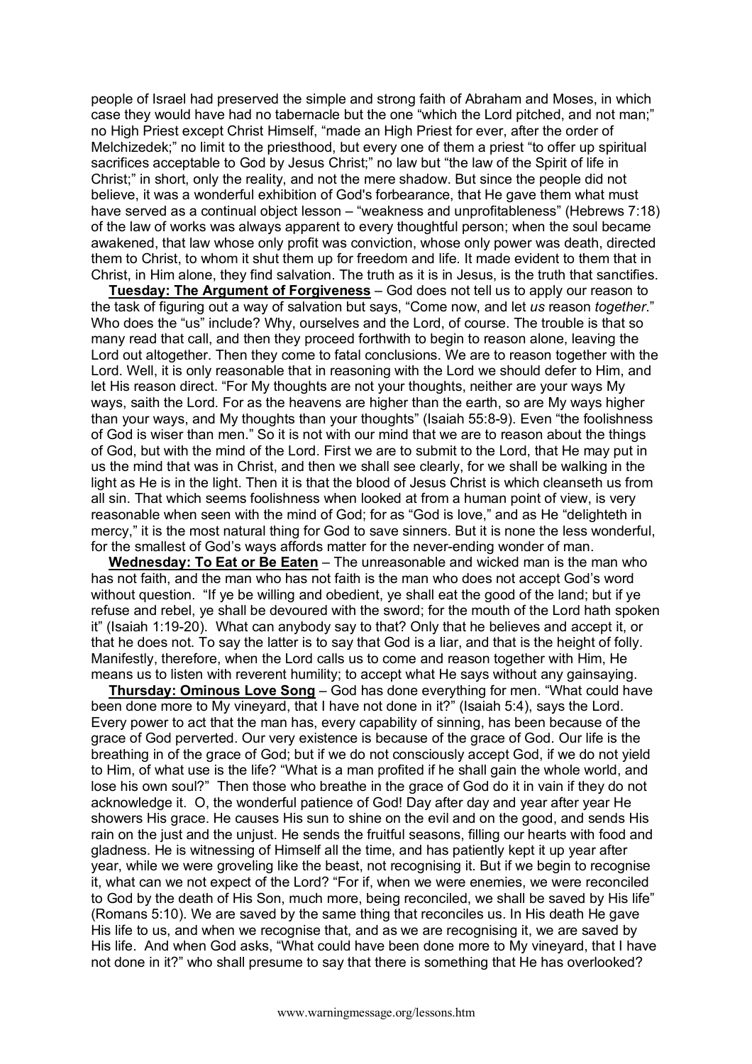people of Israel had preserved the simple and strong faith of Abraham and Moses, in which case they would have had no tabernacle but the one "which the Lord pitched, and not man;" no High Priest except Christ Himself, "made an High Priest for ever, after the order of Melchizedek;" no limit to the priesthood, but every one of them a priest "to offer up spiritual sacrifices acceptable to God by Jesus Christ;" no law but "the law of the Spirit of life in Christ;" in short, only the reality, and not the mere shadow. But since the people did not believe, it was a wonderful exhibition of God's forbearance, that He gave them what must have served as a continual object lesson – "weakness and unprofitableness" (Hebrews 7:18) of the law of works was always apparent to every thoughtful person; when the soul became awakened, that law whose only profit was conviction, whose only power was death, directed them to Christ, to whom it shut them up for freedom and life. It made evident to them that in Christ, in Him alone, they find salvation. The truth as it is in Jesus, is the truth that sanctifies.

**Tuesday: The Argument of Forgiveness** – God does not tell us to apply our reason to the task of figuring out a way of salvation but says, "Come now, and let *us* reason *together*." Who does the "us" include? Why, ourselves and the Lord, of course. The trouble is that so many read that call, and then they proceed forthwith to begin to reason alone, leaving the Lord out altogether. Then they come to fatal conclusions. We are to reason together with the Lord. Well, it is only reasonable that in reasoning with the Lord we should defer to Him, and let His reason direct. "For My thoughts are not your thoughts, neither are your ways My ways, saith the Lord. For as the heavens are higher than the earth, so are My ways higher than your ways, and My thoughts than your thoughts" (Isaiah 55:8-9). Even "the foolishness of God is wiser than men." So it is not with our mind that we are to reason about the things of God, but with the mind of the Lord. First we are to submit to the Lord, that He may put in us the mind that was in Christ, and then we shall see clearly, for we shall be walking in the light as He is in the light. Then it is that the blood of Jesus Christ is which cleanseth us from all sin. That which seems foolishness when looked at from a human point of view, is very reasonable when seen with the mind of God; for as "God is love," and as He "delighteth in mercy," it is the most natural thing for God to save sinners. But it is none the less wonderful, for the smallest of God's ways affords matter for the never-ending wonder of man.

**Wednesday: To Eat or Be Eaten** – The unreasonable and wicked man is the man who has not faith, and the man who has not faith is the man who does not accept God's word without question. "If ye be willing and obedient, ye shall eat the good of the land; but if ye refuse and rebel, ye shall be devoured with the sword; for the mouth of the Lord hath spoken it" (Isaiah 1:19-20). What can anybody say to that? Only that he believes and accept it, or that he does not. To say the latter is to say that God is a liar, and that is the height of folly. Manifestly, therefore, when the Lord calls us to come and reason together with Him, He means us to listen with reverent humility; to accept what He says without any gainsaying.

**Thursday: Ominous Love Song** – God has done everything for men. "What could have been done more to My vineyard, that I have not done in it?" (Isaiah 5:4), says the Lord. Every power to act that the man has, every capability of sinning, has been because of the grace of God perverted. Our very existence is because of the grace of God. Our life is the breathing in of the grace of God; but if we do not consciously accept God, if we do not yield to Him, of what use is the life? "What is a man profited if he shall gain the whole world, and lose his own soul?" Then those who breathe in the grace of God do it in vain if they do not acknowledge it. O, the wonderful patience of God! Day after day and year after year He showers His grace. He causes His sun to shine on the evil and on the good, and sends His rain on the just and the unjust. He sends the fruitful seasons, filling our hearts with food and gladness. He is witnessing of Himself all the time, and has patiently kept it up year after year, while we were groveling like the beast, not recognising it. But if we begin to recognise it, what can we not expect of the Lord? "For if, when we were enemies, we were reconciled to God by the death of His Son, much more, being reconciled, we shall be saved by His life" (Romans 5:10). We are saved by the same thing that reconciles us. In His death He gave His life to us, and when we recognise that, and as we are recognising it, we are saved by His life. And when God asks, "What could have been done more to My vineyard, that I have not done in it?" who shall presume to say that there is something that He has overlooked?